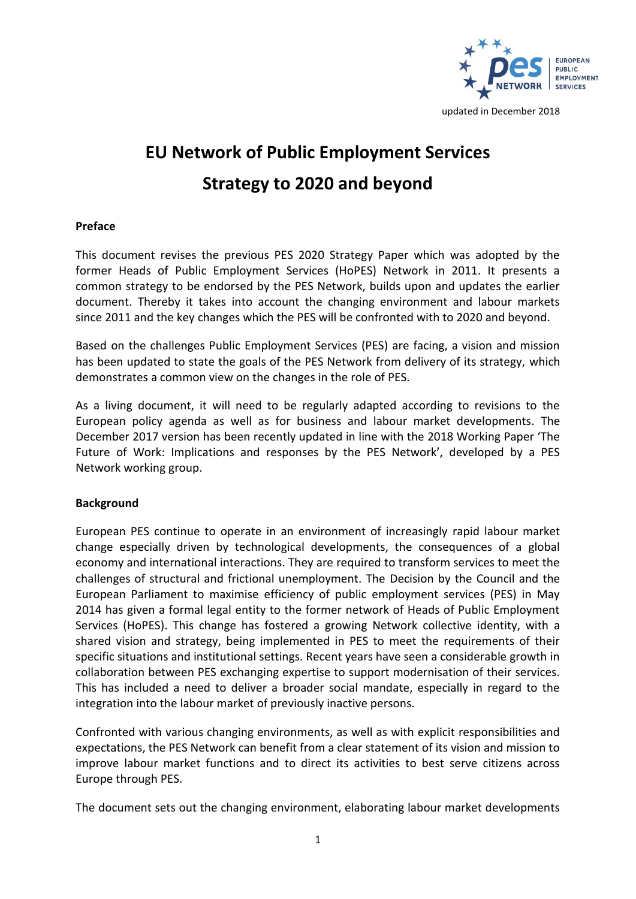updated in December 2018

# EU Network of Public Employment Services

# Strategy to 2020 and beyond

## Preface

This document revises the previous PES 2020 Strategy Paper which was adopted by the former Heads of Public Employment Services (HoPES) Network in 2011. It presents a common strategy to be endorsed by the PES Network, builds upon and updates the earlier document. Thereby it takes into account the changing environment and labour markets since 2011 and the key changes which the PES will be confronted with to 2020 and beyond.

Based on the challenges Public Employment Services (PES) are facing, a vision and mission has been updated to state the goals of the PES Network from delivery of its strategy, which demonstrates a common view on the changes in the role of PES.

As a living document, it will need to be regularly adapted according to revisions to the European policy agenda as well as for business and labour market developments. The December 2017 version has been recently updated in line with the 2018 Working Paper 'The Future of Work: Implications and responses by the PES Network', developed by a PES Network working group.

## Background

European PES continue to operate in an environment of increasingly rapid labour market change especially driven by technological developments, the consequences of a global economy and international interactions. They are required to transform services to meet the challenges of structural and frictional unemployment. The Decision by the Council and the European Parliament to maximise efficiency of public employment services (PES) in May 2014 has given a formal legal entity to the former network of Heads of Public Employment Services (HoPES). This change has fostered a growing Network collective identity, with a shared vision and strategy, being implemented in PES to meet the requirements of their specific situations and institutional settings. Recent years have seen a considerable growth in collaboration between PES exchanging expertise to support modernisation of their services. This has included a need to deliver a broader social mandate, especially in regard to the integration into the labour market of previously inactive persons.

Confronted with various changing environments, as well as with explicit responsibilities and expectations, the PES Network can benefit from a clear statement of its vision and mission to improve labour market functions and to direct its activities to best serve citizens across Europe through PES.

The document sets out the changing environment, elaborating labour market developments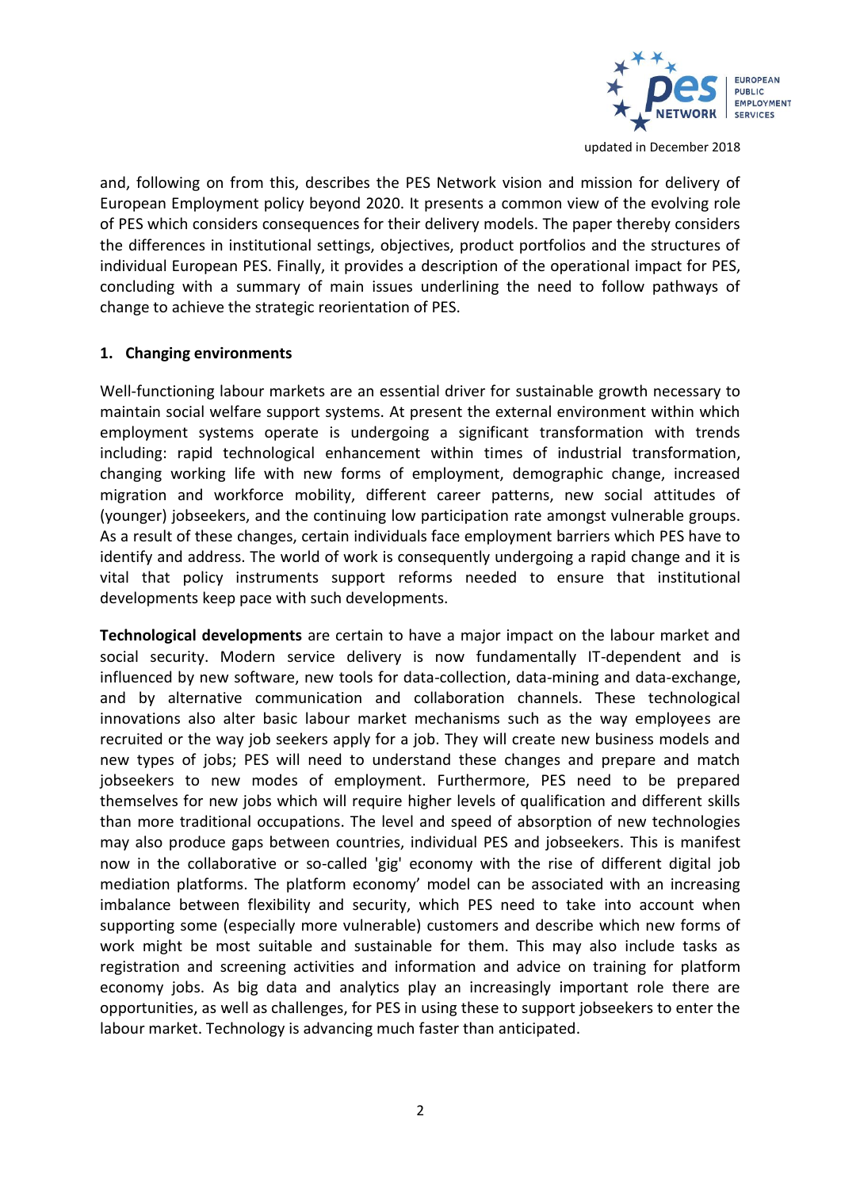and, following on from this, describes the PES Network vision and mission for delivery of European Employment policy beyond 2020. It presents a common view of the evolving role of PES which considers consequences for their delivery models. The paper thereby considers the differences in institutional settings, objectives, product portfolios and the structures of individual European PES. Finally, it provides a description of the operational impact for PES, concluding with a summary of main issues underlining the need to follow pathways of change to achieve the strategic reorientation of PES.

## 1. Changing environments

Well-functioning labour markets are an essential driver for sustainable growth necessary to maintain social welfare support systems. At present the external environment within which employment systems operate is undergoing a significant transformation with trends including: rapid technological enhancement within times of industrial transformation, changing working life with new forms of employment, demographic change, increased migration and workforce mobility, different career patterns, new social attitudes of (younger) jobseekers, and the continuing low participation rate amongst vulnerable groups. As a result of these changes, certain individuals face employment barriers which PES have to identify and address. The world of work is consequently undergoing a rapid change and it is vital that policy instruments support reforms needed to ensure that institutional developments keep pace with such developments.

**Technological developments** are certain to have a major impact on the labour market and social security. Modern service delivery is now fundamentally IT-dependent and is influenced by new software, new tools for data-collection, data-mining and data-exchange, and by alternative communication and collaboration channels. These technological innovations also alter basic labour market mechanisms such as the way employees are recruited or the way job seekers apply for a job. They will create new business models and new types of jobs; PES will need to understand these changes and prepare and match jobseekers to new modes of employment. Furthermore, PES need to be prepared themselves for new jobs which will require higher levels of qualification and different skills than more traditional occupations. The level and speed of absorption of new technologies may also produce gaps between countries, individual PES and jobseekers. This is manifest now in the collaborative or so-called 'gig' economy with the rise of different digital job mediation platforms. The platform economy' model can be associated with an increasing imbalance between flexibility and security, which PES need to take into account when supporting some (especially more vulnerable) customers and describe which new forms of work might be most suitable and sustainable for them. This may also include tasks as registration and screening activities and information and advice on training for platform economy jobs. As big data and analytics play an increasingly important role there are opportunities, as well as challenges, for PES in using these to support jobseekers to enter the labour market. Technology is advancing much faster than anticipated.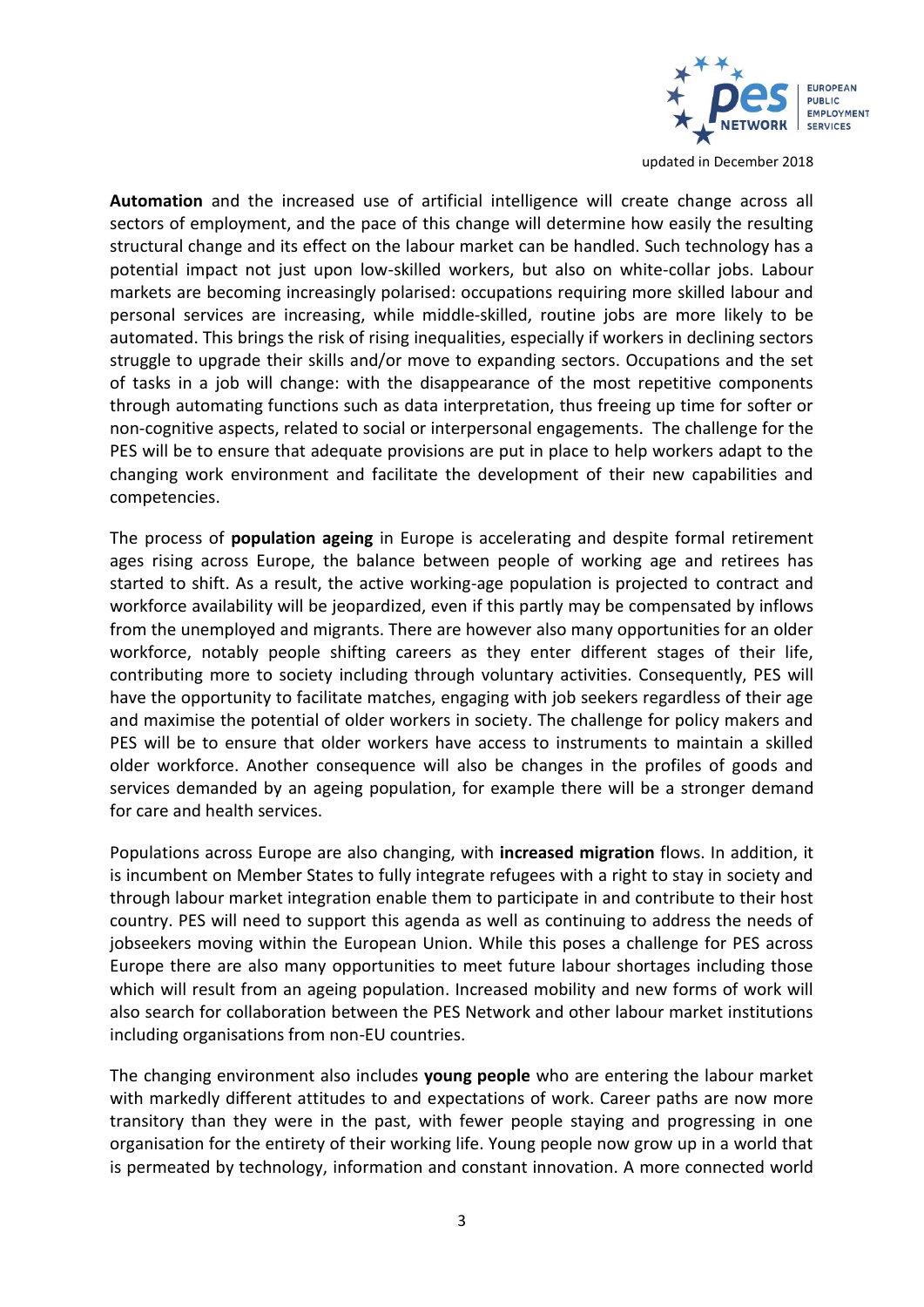**Automation** and the increased use of artificial intelligence will create change across all sectors of employment, and the pace of this change will determine how easily the resulting structural change and its effect on the labour market can be handled. Such technology has a potential impact not just upon low-skilled workers, but also on white-collar jobs. Labour markets are becoming increasingly polarised: occupations requiring more skilled labour and personal services are increasing, while middle-skilled, routine jobs are more likely to be automated. This brings the risk of rising inequalities, especially if workers in declining sectors struggle to upgrade their skills and/or move to expanding sectors. Occupations and the set of tasks in a job will change: with the disappearance of the most repetitive components through automating functions such as data interpretation, thus freeing up time for softer or non-cognitive aspects, related to social or interpersonal engagements. The challenge for the PES will be to ensure that adequate provisions are put in place to help workers adapt to the changing work environment and facilitate the development of their new capabilities and competencies.

The process of **population ageing** in Europe is accelerating and despite formal retirement ages rising across Europe, the balance between people of working age and retirees has started to shift. As a result, the active working-age population is projected to contract and workforce availability will be jeopardized, even if this partly may be compensated by inflows from the unemployed and migrants. There are however also many opportunities for an older workforce, notably people shifting careers as they enter different stages of their life, contributing more to society including through voluntary activities. Consequently, PES will have the opportunity to facilitate matches, engaging with job seekers regardless of their age and maximise the potential of older workers in society. The challenge for policy makers and PES will be to ensure that older workers have access to instruments to maintain a skilled older workforce. Another consequence will also be changes in the profiles of goods and services demanded by an ageing population, for example there will be a stronger demand for care and health services.

Populations across Europe are also changing, with **increased migration** flows. In addition, it is incumbent on Member States to fully integrate refugees with a right to stay in society and through labour market integration enable them to participate in and contribute to their host country. PES will need to support this agenda as well as continuing to address the needs of jobseekers moving within the European Union. While this poses a challenge for PES across Europe there are also many opportunities to meet future labour shortages including those which will result from an ageing population. Increased mobility and new forms of work will also search for collaboration between the PES Network and other labour market institutions including organisations from non-EU countries.

The changing environment also includes **young people** who are entering the labour market with markedly different attitudes to and expectations of work. Career paths are now more transitory than they were in the past, with fewer people staying and progressing in one organisation for the entirety of their working life. Young people now grow up in a world that is permeated by technology, information and constant innovation. A more connected world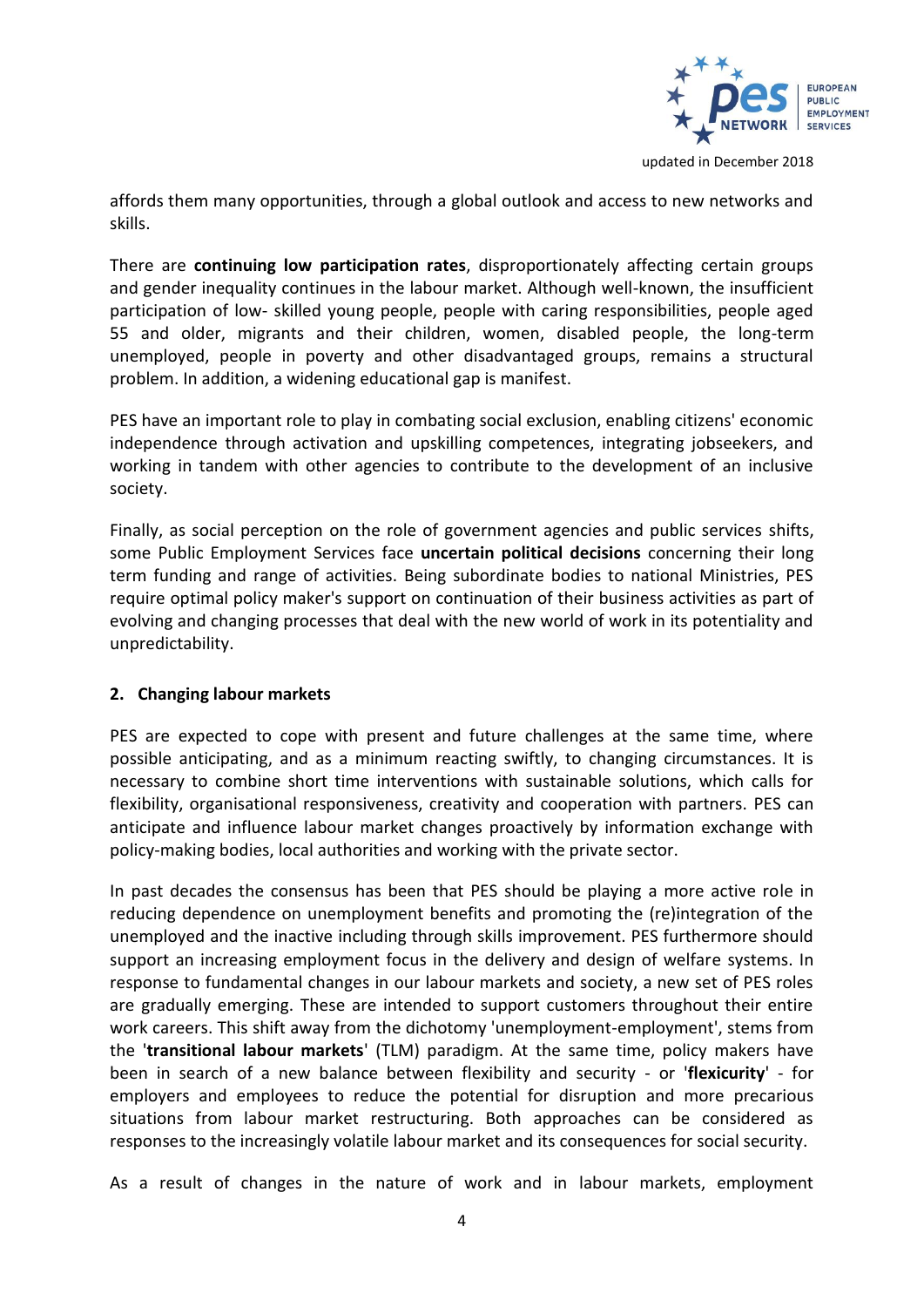affords them many opportunities, through a global outlook and access to new networks and skills.

There are **continuing low participation rates**, disproportionately affecting certain groups and gender inequality continues in the labour market. Although well-known, the insufficient participation of low- skilled young people, people with caring responsibilities, people aged 55 and older, migrants and their children, women, disabled people, the long-term unemployed, people in poverty and other disadvantaged groups, remains a structural problem. In addition, a widening educational gap is manifest.

PES have an important role to play in combating social exclusion, enabling citizens' economic independence through activation and upskilling competences, integrating jobseekers, and working in tandem with other agencies to contribute to the development of an inclusive society.

Finally, as social perception on the role of government agencies and public services shifts, some Public Employment Services face **uncertain political decisions** concerning their long term funding and range of activities. Being subordinate bodies to national Ministries, PES require optimal policy maker's support on continuation of their business activities as part of evolving and changing processes that deal with the new world of work in its potentiality and unpredictability.

## 2. Changing labour markets

PES are expected to cope with present and future challenges at the same time, where possible anticipating, and as a minimum reacting swiftly, to changing circumstances. It is necessary to combine short time interventions with sustainable solutions, which calls for flexibility, organisational responsiveness, creativity and cooperation with partners. PES can anticipate and influence labour market changes proactively by information exchange with policy-making bodies, local authorities and working with the private sector.

In past decades the consensus has been that PES should be playing a more active role in reducing dependence on unemployment benefits and promoting the (re)integration of the unemployed and the inactive including through skills improvement. PES furthermore should support an increasing employment focus in the delivery and design of welfare systems. In response to fundamental changes in our labour markets and society, a new set of PES roles are gradually emerging. These are intended to support customers throughout their entire work careers. This shift away from the dichotomy 'unemployment-employment', stems from the '**transitional labour markets**' (TLM) paradigm. At the same time, policy makers have been in search of a new balance between flexibility and security - or '**flexicurity**' - for employers and employees to reduce the potential for disruption and more precarious situations from labour market restructuring. Both approaches can be considered as responses to the increasingly volatile labour market and its consequences for social security.

As a result of changes in the nature of work and in labour markets, employment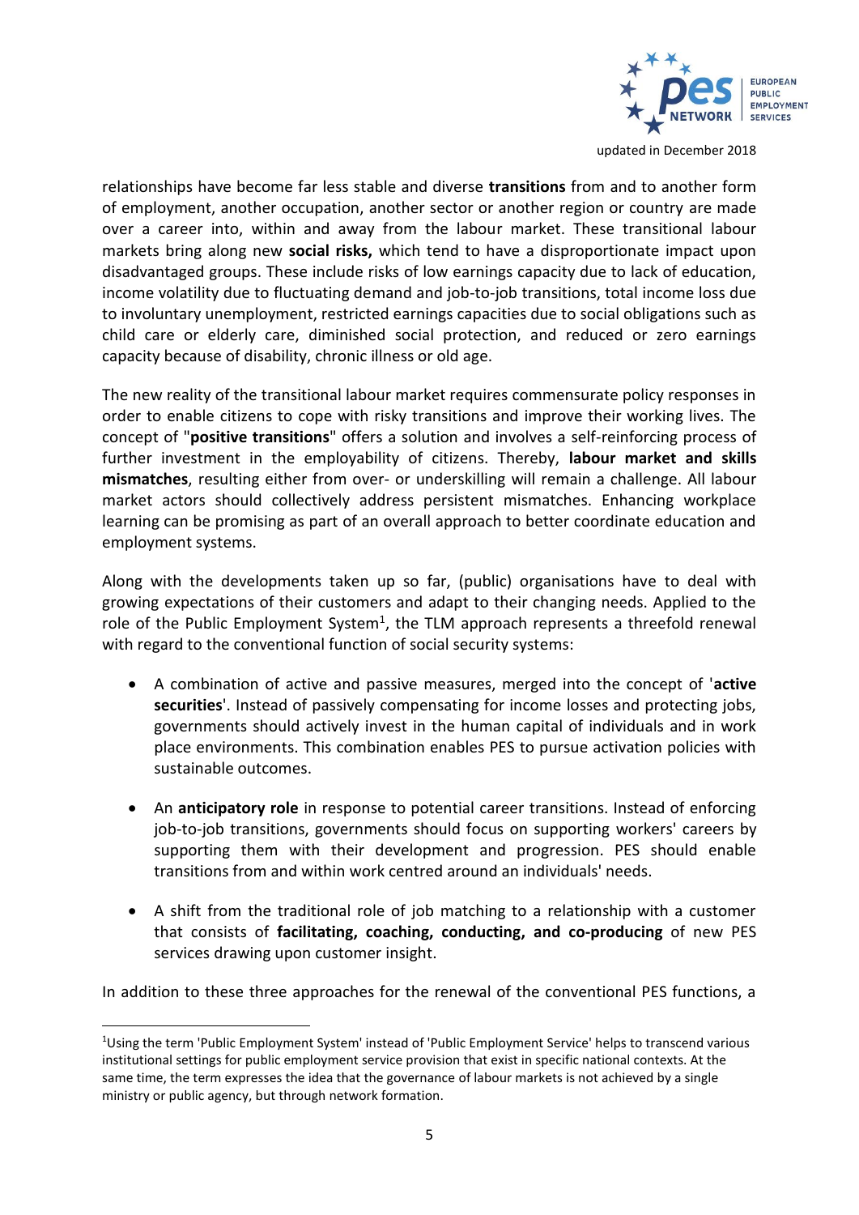relationships have become far less stable and diverse **transitions** from and to another form of employment, another occupation, another sector or another region or country are made over a career into, within and away from the labour market. These transitional labour markets bring along new **social risks,** which tend to have a disproportionate impact upon disadvantaged groups. These include risks of low earnings capacity due to lack of education, income volatility due to fluctuating demand and job-to-job transitions, total income loss due to involuntary unemployment, restricted earnings capacities due to social obligations such as child care or elderly care, diminished social protection, and reduced or zero earnings capacity because of disability, chronic illness or old age.

The new reality of the transitional labour market requires commensurate policy responses in order to enable citizens to cope with risky transitions and improve their working lives. The concept of "**positive transitions**" offers a solution and involves a self-reinforcing process of further investment in the employability of citizens. Thereby, **labour market and skills mismatches**, resulting either from over- or underskilling will remain a challenge. All labour market actors should collectively address persistent mismatches. Enhancing workplace learning can be promising as part of an overall approach to better coordinate education and employment systems.

Along with the developments taken up so far, (public) organisations have to deal with growing expectations of their customers and adapt to their changing needs. Applied to the role of the Public Employment System[1], the TLM approach represents a threefold renewal with regard to the conventional function of social security systems:

- A combination of active and passive measures, merged into the concept of '**active securities**'. Instead of passively compensating for income losses and protecting jobs, governments should actively invest in the human capital of individuals and in work place environments. This combination enables PES to pursue activation policies with sustainable outcomes.
- An **anticipatory role** in response to potential career transitions. Instead of enforcing job-to-job transitions, governments should focus on supporting workers' careers by supporting them with their development and progression. PES should enable transitions from and within work centred around an individuals' needs.
- A shift from the traditional role of job matching to a relationship with a customer that consists of **facilitating, coaching, conducting, and co-producing** of new PES services drawing upon customer insight.

In addition to these three approaches for the renewal of the conventional PES functions, a

[1] Using the term 'Public Employment System' instead of 'Public Employment Service' helps to transcend various institutional settings for public employment service provision that exist in specific national contexts. At the same time, the term expresses the idea that the governance of labour markets is not achieved by a single ministry or public agency, but through network formation.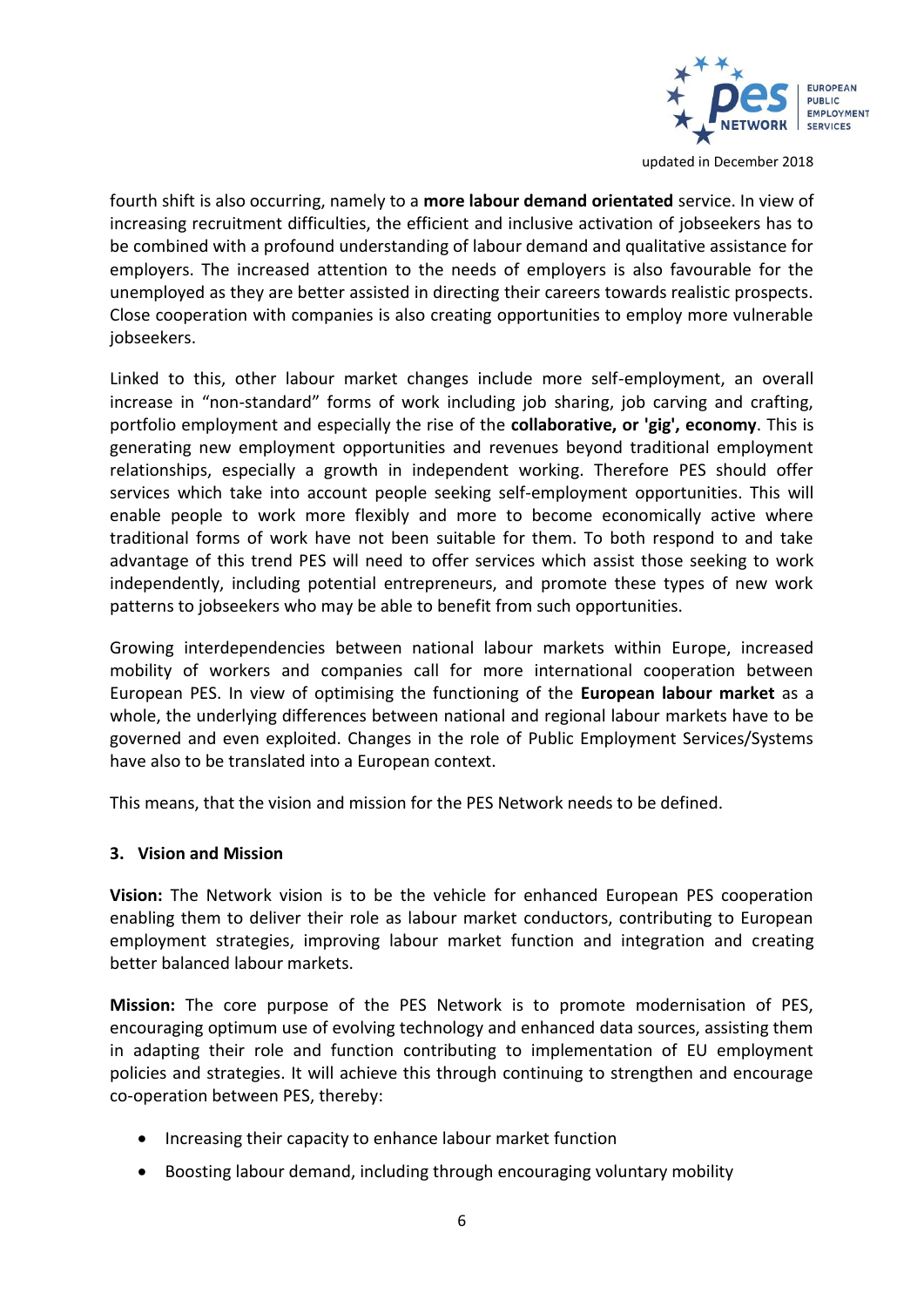fourth shift is also occurring, namely to a **more labour demand orientated** service. In view of increasing recruitment difficulties, the efficient and inclusive activation of jobseekers has to be combined with a profound understanding of labour demand and qualitative assistance for employers. The increased attention to the needs of employers is also favourable for the unemployed as they are better assisted in directing their careers towards realistic prospects. Close cooperation with companies is also creating opportunities to employ more vulnerable jobseekers.

Linked to this, other labour market changes include more self-employment, an overall increase in "non-standard" forms of work including job sharing, job carving and crafting, portfolio employment and especially the rise of the **collaborative, or 'gig', economy**. This is generating new employment opportunities and revenues beyond traditional employment relationships, especially a growth in independent working. Therefore PES should offer services which take into account people seeking self-employment opportunities. This will enable people to work more flexibly and more to become economically active where traditional forms of work have not been suitable for them. To both respond to and take advantage of this trend PES will need to offer services which assist those seeking to work independently, including potential entrepreneurs, and promote these types of new work patterns to jobseekers who may be able to benefit from such opportunities.

Growing interdependencies between national labour markets within Europe, increased mobility of workers and companies call for more international cooperation between European PES. In view of optimising the functioning of the **European labour market** as a whole, the underlying differences between national and regional labour markets have to be governed and even exploited. Changes in the role of Public Employment Services/Systems have also to be translated into a European context.

This means, that the vision and mission for the PES Network needs to be defined.

## 3. Vision and Mission

**Vision:** The Network vision is to be the vehicle for enhanced European PES cooperation enabling them to deliver their role as labour market conductors, contributing to European employment strategies, improving labour market function and integration and creating better balanced labour markets.

**Mission:** The core purpose of the PES Network is to promote modernisation of PES, encouraging optimum use of evolving technology and enhanced data sources, assisting them in adapting their role and function contributing to implementation of EU employment policies and strategies. It will achieve this through continuing to strengthen and encourage co-operation between PES, thereby:

- Increasing their capacity to enhance labour market function
- Boosting labour demand, including through encouraging voluntary mobility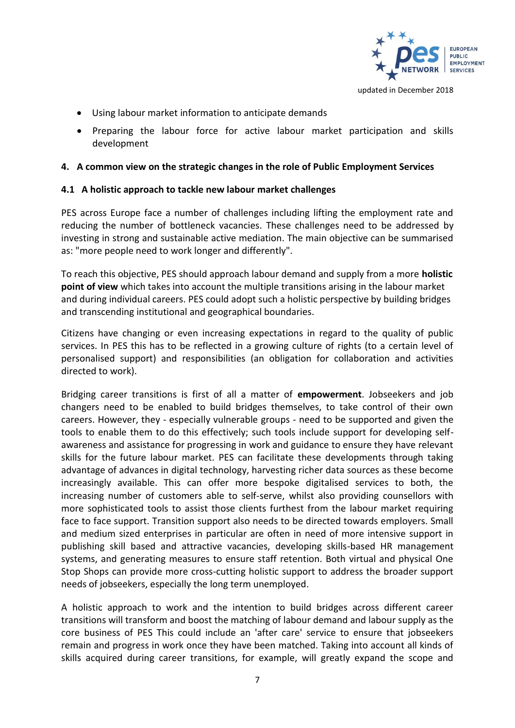- Using labour market information to anticipate demands
- Preparing the labour force for active labour market participation and skills development

## 4. A common view on the strategic changes in the role of Public Employment Services

### 4.1 A holistic approach to tackle new labour market challenges

PES across Europe face a number of challenges including lifting the employment rate and reducing the number of bottleneck vacancies. These challenges need to be addressed by investing in strong and sustainable active mediation. The main objective can be summarised as: "more people need to work longer and differently".

To reach this objective, PES should approach labour demand and supply from a more **holistic point of view** which takes into account the multiple transitions arising in the labour market and during individual careers. PES could adopt such a holistic perspective by building bridges and transcending institutional and geographical boundaries.

Citizens have changing or even increasing expectations in regard to the quality of public services. In PES this has to be reflected in a growing culture of rights (to a certain level of personalised support) and responsibilities (an obligation for collaboration and activities directed to work).

Bridging career transitions is first of all a matter of **empowerment**. Jobseekers and job changers need to be enabled to build bridges themselves, to take control of their own careers. However, they - especially vulnerable groups - need to be supported and given the tools to enable them to do this effectively; such tools include support for developing self-awareness and assistance for progressing in work and guidance to ensure they have relevant skills for the future labour market. PES can facilitate these developments through taking advantage of advances in digital technology, harvesting richer data sources as these become increasingly available. This can offer more bespoke digitalised services to both, the increasing number of customers able to self-serve, whilst also providing counsellors with more sophisticated tools to assist those clients furthest from the labour market requiring face to face support. Transition support also needs to be directed towards employers. Small and medium sized enterprises in particular are often in need of more intensive support in publishing skill based and attractive vacancies, developing skills-based HR management systems, and generating measures to ensure staff retention. Both virtual and physical One Stop Shops can provide more cross-cutting holistic support to address the broader support needs of jobseekers, especially the long term unemployed.

A holistic approach to work and the intention to build bridges across different career transitions will transform and boost the matching of labour demand and labour supply as the core business of PES This could include an 'after care' service to ensure that jobseekers remain and progress in work once they have been matched. Taking into account all kinds of skills acquired during career transitions, for example, will greatly expand the scope and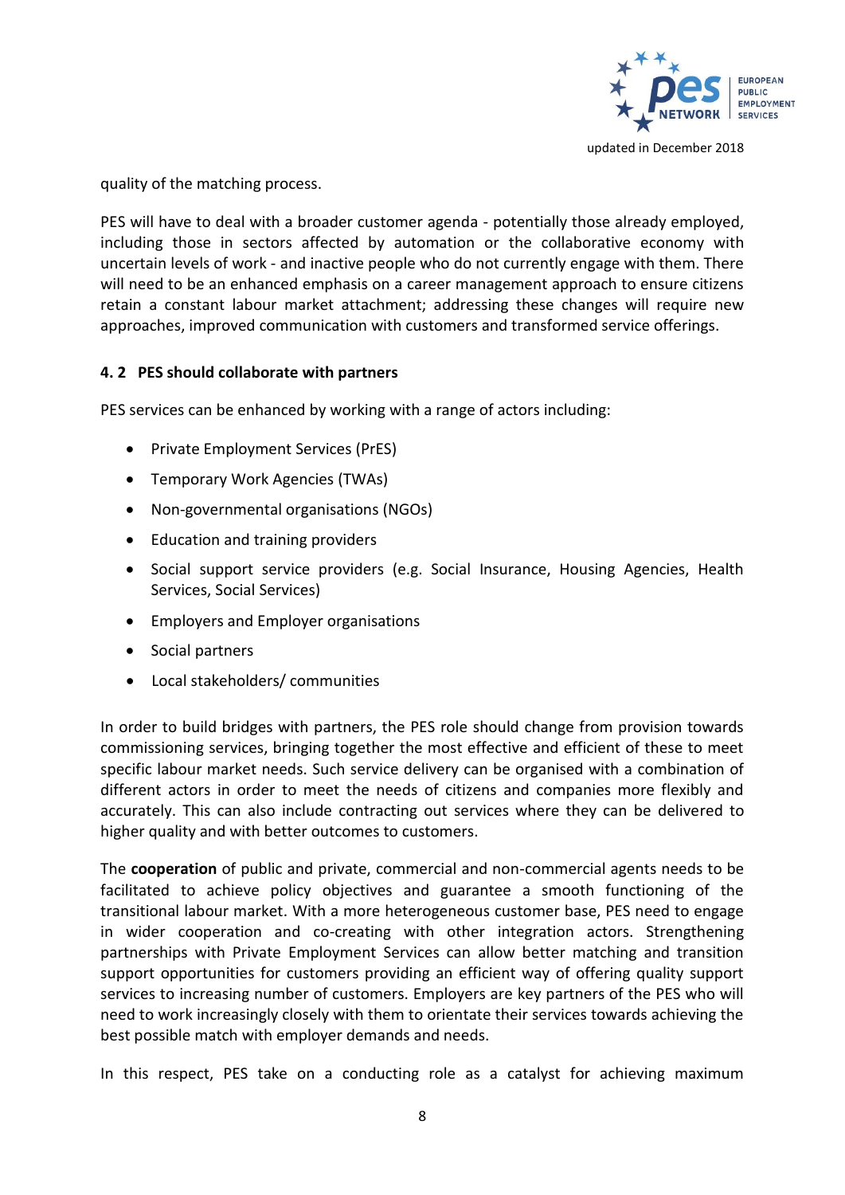quality of the matching process.

PES will have to deal with a broader customer agenda - potentially those already employed, including those in sectors affected by automation or the collaborative economy with uncertain levels of work - and inactive people who do not currently engage with them. There will need to be an enhanced emphasis on a career management approach to ensure citizens retain a constant labour market attachment; addressing these changes will require new approaches, improved communication with customers and transformed service offerings.

#### 4. 2 PES should collaborate with partners

PES services can be enhanced by working with a range of actors including:

- Private Employment Services (PrES)
- Temporary Work Agencies (TWAs)
- Non-governmental organisations (NGOs)
- Education and training providers
- Social support service providers (e.g. Social Insurance, Housing Agencies, Health Services, Social Services)
- Employers and Employer organisations
- Social partners
- Local stakeholders/ communities

In order to build bridges with partners, the PES role should change from provision towards commissioning services, bringing together the most effective and efficient of these to meet specific labour market needs. Such service delivery can be organised with a combination of different actors in order to meet the needs of citizens and companies more flexibly and accurately. This can also include contracting out services where they can be delivered to higher quality and with better outcomes to customers.

The **cooperation** of public and private, commercial and non-commercial agents needs to be facilitated to achieve policy objectives and guarantee a smooth functioning of the transitional labour market. With a more heterogeneous customer base, PES need to engage in wider cooperation and co-creating with other integration actors. Strengthening partnerships with Private Employment Services can allow better matching and transition support opportunities for customers providing an efficient way of offering quality support services to increasing number of customers. Employers are key partners of the PES who will need to work increasingly closely with them to orientate their services towards achieving the best possible match with employer demands and needs.

In this respect, PES take on a conducting role as a catalyst for achieving maximum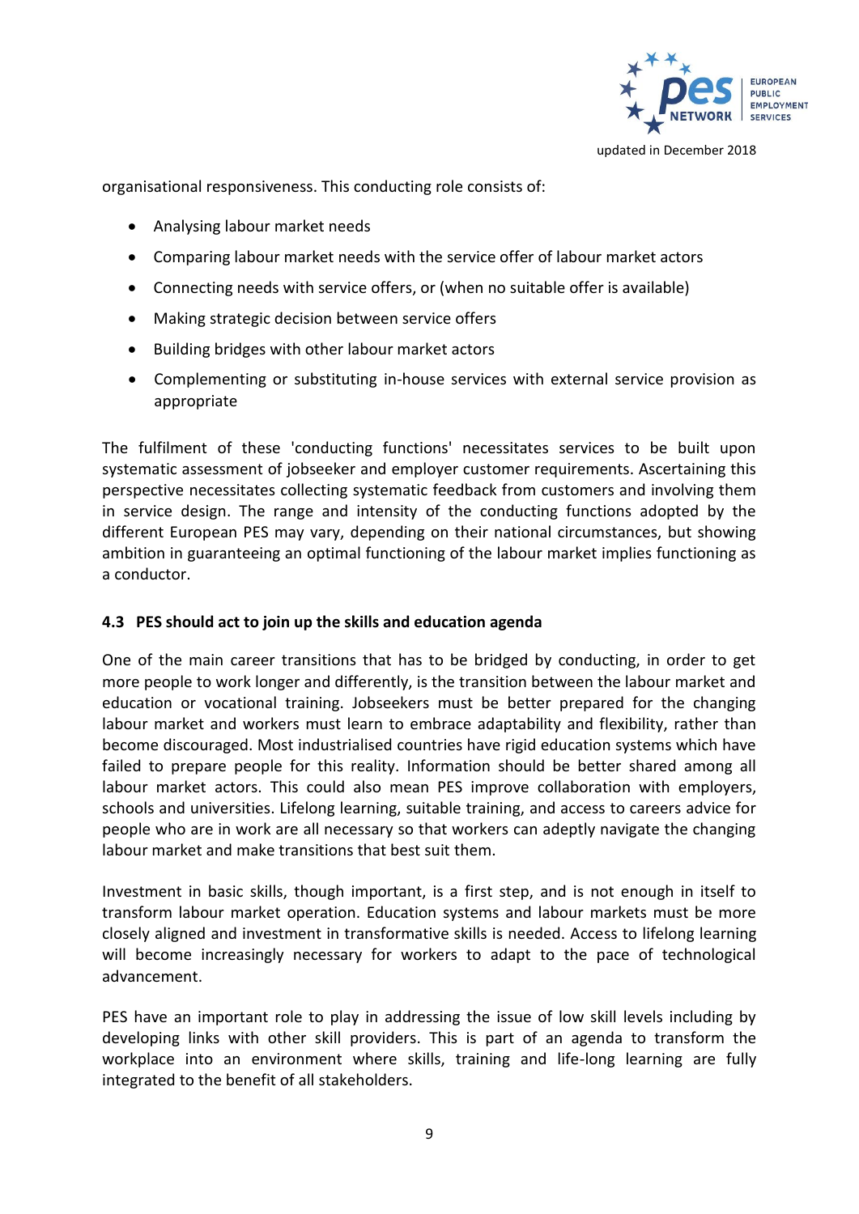organisational responsiveness. This conducting role consists of:

- Analysing labour market needs
- Comparing labour market needs with the service offer of labour market actors
- Connecting needs with service offers, or (when no suitable offer is available)
- Making strategic decision between service offers
- Building bridges with other labour market actors
- Complementing or substituting in-house services with external service provision as appropriate

The fulfilment of these 'conducting functions' necessitates services to be built upon systematic assessment of jobseeker and employer customer requirements. Ascertaining this perspective necessitates collecting systematic feedback from customers and involving them in service design. The range and intensity of the conducting functions adopted by the different European PES may vary, depending on their national circumstances, but showing ambition in guaranteeing an optimal functioning of the labour market implies functioning as a conductor.

### 4.3 PES should act to join up the skills and education agenda

One of the main career transitions that has to be bridged by conducting, in order to get more people to work longer and differently, is the transition between the labour market and education or vocational training. Jobseekers must be better prepared for the changing labour market and workers must learn to embrace adaptability and flexibility, rather than become discouraged. Most industrialised countries have rigid education systems which have failed to prepare people for this reality. Information should be better shared among all labour market actors. This could also mean PES improve collaboration with employers, schools and universities. Lifelong learning, suitable training, and access to careers advice for people who are in work are all necessary so that workers can adeptly navigate the changing labour market and make transitions that best suit them.

Investment in basic skills, though important, is a first step, and is not enough in itself to transform labour market operation. Education systems and labour markets must be more closely aligned and investment in transformative skills is needed. Access to lifelong learning will become increasingly necessary for workers to adapt to the pace of technological advancement.

PES have an important role to play in addressing the issue of low skill levels including by developing links with other skill providers. This is part of an agenda to transform the workplace into an environment where skills, training and life-long learning are fully integrated to the benefit of all stakeholders.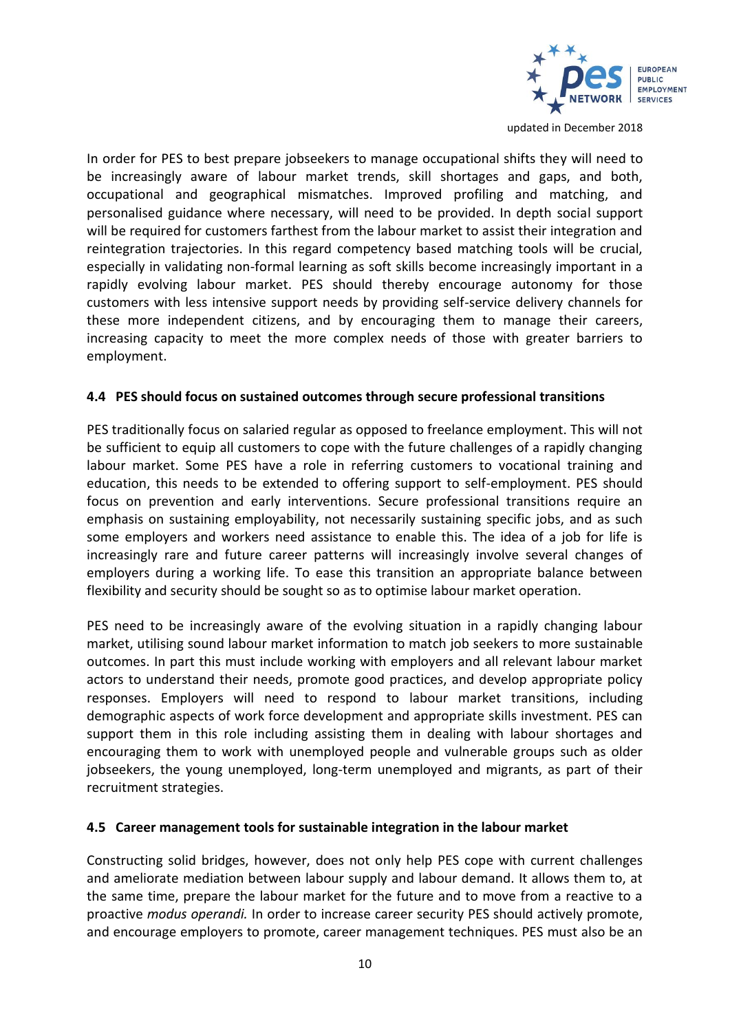In order for PES to best prepare jobseekers to manage occupational shifts they will need to be increasingly aware of labour market trends, skill shortages and gaps, and both, occupational and geographical mismatches. Improved profiling and matching, and personalised guidance where necessary, will need to be provided. In depth social support will be required for customers farthest from the labour market to assist their integration and reintegration trajectories. In this regard competency based matching tools will be crucial, especially in validating non-formal learning as soft skills become increasingly important in a rapidly evolving labour market. PES should thereby encourage autonomy for those customers with less intensive support needs by providing self-service delivery channels for these more independent citizens, and by encouraging them to manage their careers, increasing capacity to meet the more complex needs of those with greater barriers to employment.

### 4.4 PES should focus on sustained outcomes through secure professional transitions

PES traditionally focus on salaried regular as opposed to freelance employment. This will not be sufficient to equip all customers to cope with the future challenges of a rapidly changing labour market. Some PES have a role in referring customers to vocational training and education, this needs to be extended to offering support to self-employment. PES should focus on prevention and early interventions. Secure professional transitions require an emphasis on sustaining employability, not necessarily sustaining specific jobs, and as such some employers and workers need assistance to enable this. The idea of a job for life is increasingly rare and future career patterns will increasingly involve several changes of employers during a working life. To ease this transition an appropriate balance between flexibility and security should be sought so as to optimise labour market operation.

PES need to be increasingly aware of the evolving situation in a rapidly changing labour market, utilising sound labour market information to match job seekers to more sustainable outcomes. In part this must include working with employers and all relevant labour market actors to understand their needs, promote good practices, and develop appropriate policy responses. Employers will need to respond to labour market transitions, including demographic aspects of work force development and appropriate skills investment. PES can support them in this role including assisting them in dealing with labour shortages and encouraging them to work with unemployed people and vulnerable groups such as older jobseekers, the young unemployed, long-term unemployed and migrants, as part of their recruitment strategies.

### 4.5 Career management tools for sustainable integration in the labour market

Constructing solid bridges, however, does not only help PES cope with current challenges and ameliorate mediation between labour supply and labour demand. It allows them to, at the same time, prepare the labour market for the future and to move from a reactive to a proactive *modus operandi.* In order to increase career security PES should actively promote, and encourage employers to promote, career management techniques. PES must also be an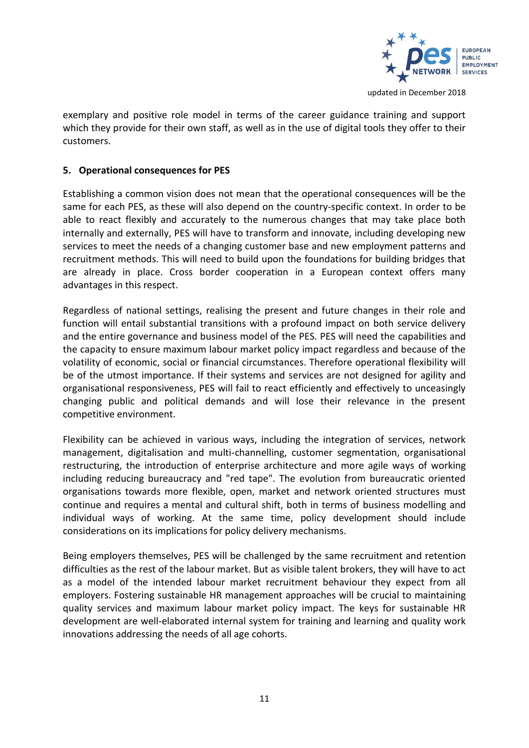exemplary and positive role model in terms of the career guidance training and support which they provide for their own staff, as well as in the use of digital tools they offer to their customers.

## 5. Operational consequences for PES

Establishing a common vision does not mean that the operational consequences will be the same for each PES, as these will also depend on the country-specific context. In order to be able to react flexibly and accurately to the numerous changes that may take place both internally and externally, PES will have to transform and innovate, including developing new services to meet the needs of a changing customer base and new employment patterns and recruitment methods. This will need to build upon the foundations for building bridges that are already in place. Cross border cooperation in a European context offers many advantages in this respect.

Regardless of national settings, realising the present and future changes in their role and function will entail substantial transitions with a profound impact on both service delivery and the entire governance and business model of the PES. PES will need the capabilities and the capacity to ensure maximum labour market policy impact regardless and because of the volatility of economic, social or financial circumstances. Therefore operational flexibility will be of the utmost importance. If their systems and services are not designed for agility and organisational responsiveness, PES will fail to react efficiently and effectively to unceasingly changing public and political demands and will lose their relevance in the present competitive environment.

Flexibility can be achieved in various ways, including the integration of services, network management, digitalisation and multi-channelling, customer segmentation, organisational restructuring, the introduction of enterprise architecture and more agile ways of working including reducing bureaucracy and "red tape". The evolution from bureaucratic oriented organisations towards more flexible, open, market and network oriented structures must continue and requires a mental and cultural shift, both in terms of business modelling and individual ways of working. At the same time, policy development should include considerations on its implications for policy delivery mechanisms.

Being employers themselves, PES will be challenged by the same recruitment and retention difficulties as the rest of the labour market. But as visible talent brokers, they will have to act as a model of the intended labour market recruitment behaviour they expect from all employers. Fostering sustainable HR management approaches will be crucial to maintaining quality services and maximum labour market policy impact. The keys for sustainable HR development are well-elaborated internal system for training and learning and quality work innovations addressing the needs of all age cohorts.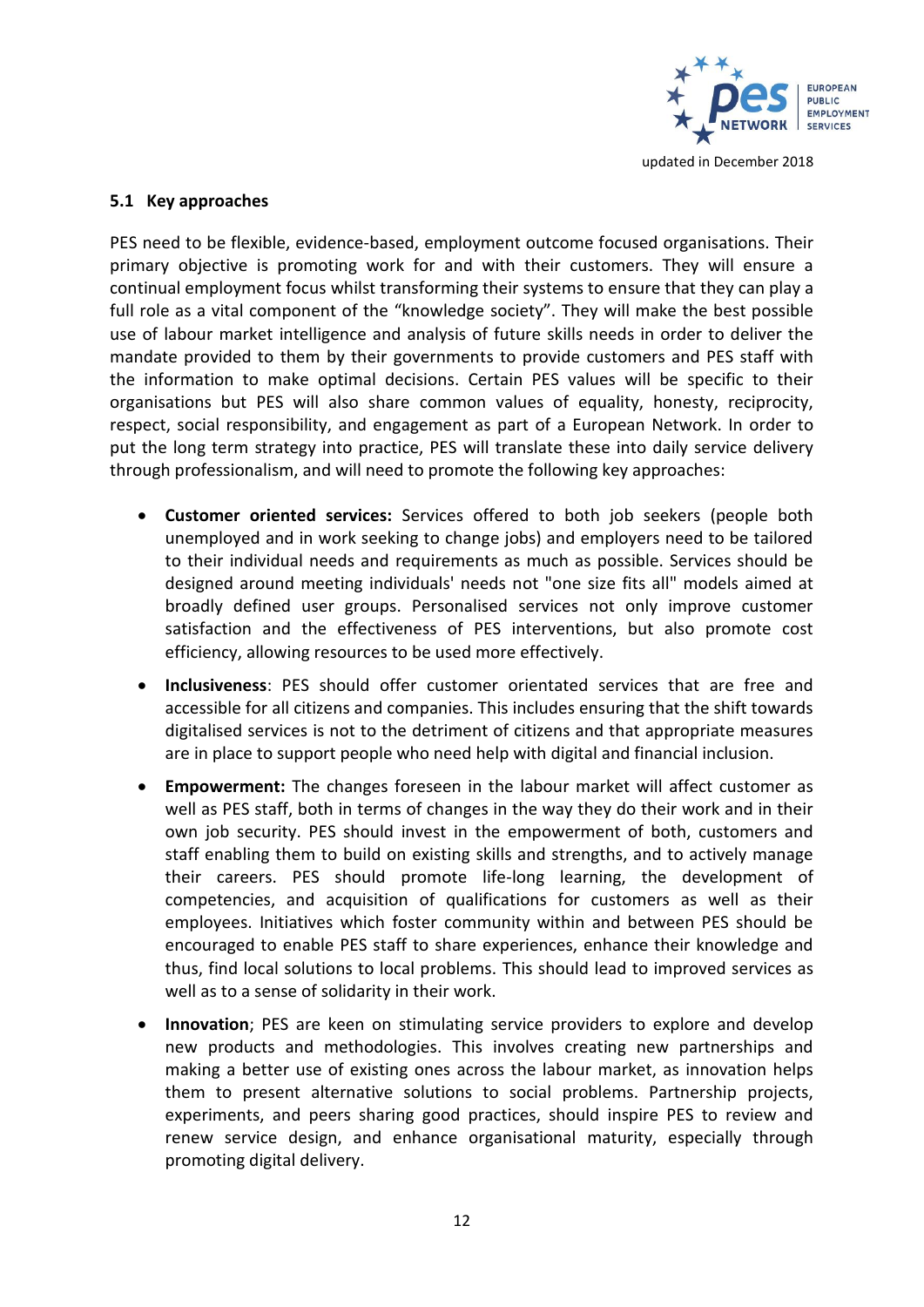### 5.1 Key approaches

PES need to be flexible, evidence-based, employment outcome focused organisations. Their primary objective is promoting work for and with their customers. They will ensure a continual employment focus whilst transforming their systems to ensure that they can play a full role as a vital component of the "knowledge society". They will make the best possible use of labour market intelligence and analysis of future skills needs in order to deliver the mandate provided to them by their governments to provide customers and PES staff with the information to make optimal decisions. Certain PES values will be specific to their organisations but PES will also share common values of equality, honesty, reciprocity, respect, social responsibility, and engagement as part of a European Network. In order to put the long term strategy into practice, PES will translate these into daily service delivery through professionalism, and will need to promote the following key approaches:

- **Customer oriented services:** Services offered to both job seekers (people both unemployed and in work seeking to change jobs) and employers need to be tailored to their individual needs and requirements as much as possible. Services should be designed around meeting individuals' needs not "one size fits all" models aimed at broadly defined user groups. Personalised services not only improve customer satisfaction and the effectiveness of PES interventions, but also promote cost efficiency, allowing resources to be used more effectively.
- **Inclusiveness**: PES should offer customer orientated services that are free and accessible for all citizens and companies. This includes ensuring that the shift towards digitalised services is not to the detriment of citizens and that appropriate measures are in place to support people who need help with digital and financial inclusion.
- **Empowerment:** The changes foreseen in the labour market will affect customer as well as PES staff, both in terms of changes in the way they do their work and in their own job security. PES should invest in the empowerment of both, customers and staff enabling them to build on existing skills and strengths, and to actively manage their careers. PES should promote life-long learning, the development of competencies, and acquisition of qualifications for customers as well as their employees. Initiatives which foster community within and between PES should be encouraged to enable PES staff to share experiences, enhance their knowledge and thus, find local solutions to local problems. This should lead to improved services as well as to a sense of solidarity in their work.
- **Innovation**; PES are keen on stimulating service providers to explore and develop new products and methodologies. This involves creating new partnerships and making a better use of existing ones across the labour market, as innovation helps them to present alternative solutions to social problems. Partnership projects, experiments, and peers sharing good practices, should inspire PES to review and renew service design, and enhance organisational maturity, especially through promoting digital delivery.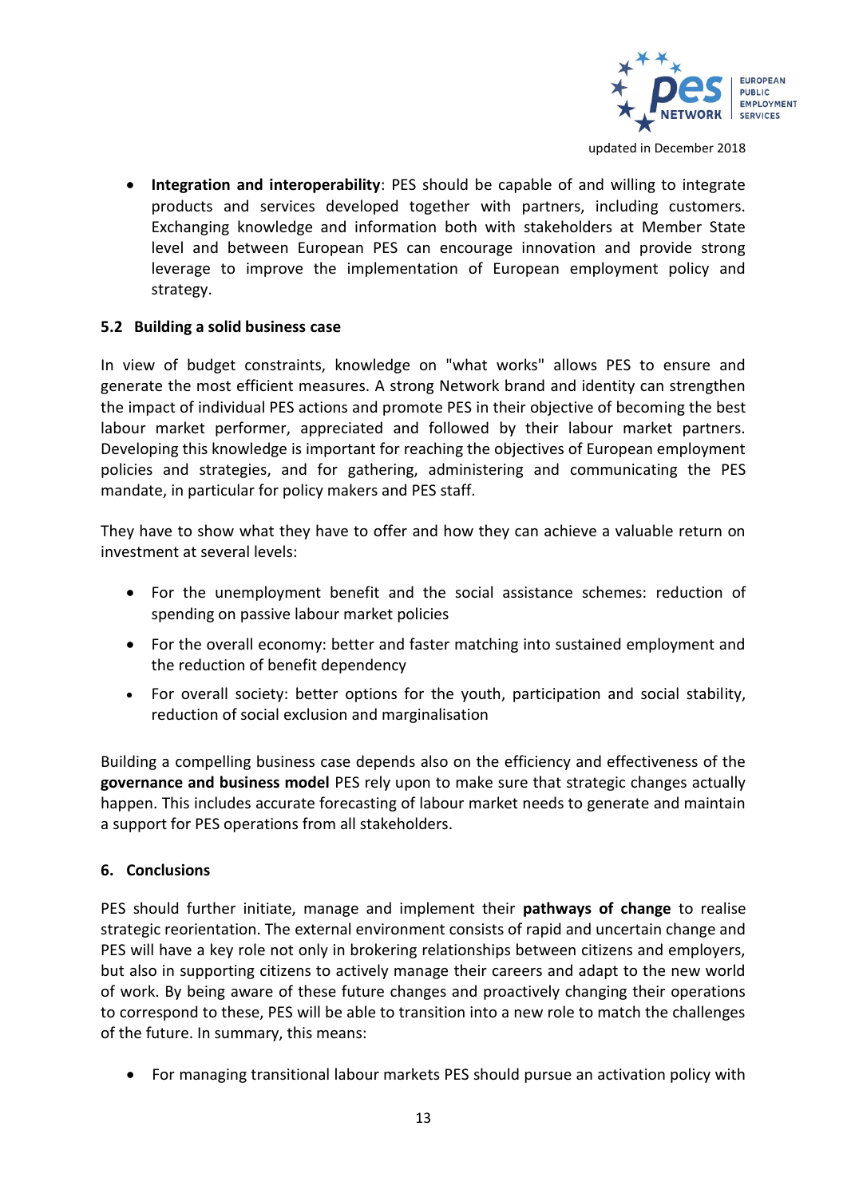- **Integration and interoperability**: PES should be capable of and willing to integrate products and services developed together with partners, including customers. Exchanging knowledge and information both with stakeholders at Member State level and between European PES can encourage innovation and provide strong leverage to improve the implementation of European employment policy and strategy.

### 5.2 Building a solid business case

In view of budget constraints, knowledge on "what works" allows PES to ensure and generate the most efficient measures. A strong Network brand and identity can strengthen the impact of individual PES actions and promote PES in their objective of becoming the best labour market performer, appreciated and followed by their labour market partners. Developing this knowledge is important for reaching the objectives of European employment policies and strategies, and for gathering, administering and communicating the PES mandate, in particular for policy makers and PES staff.

They have to show what they have to offer and how they can achieve a valuable return on investment at several levels:

- For the unemployment benefit and the social assistance schemes: reduction of spending on passive labour market policies
- For the overall economy: better and faster matching into sustained employment and the reduction of benefit dependency
- For overall society: better options for the youth, participation and social stability, reduction of social exclusion and marginalisation

Building a compelling business case depends also on the efficiency and effectiveness of the **governance and business model** PES rely upon to make sure that strategic changes actually happen. This includes accurate forecasting of labour market needs to generate and maintain a support for PES operations from all stakeholders.

## 6. Conclusions

PES should further initiate, manage and implement their **pathways of change** to realise strategic reorientation. The external environment consists of rapid and uncertain change and PES will have a key role not only in brokering relationships between citizens and employers, but also in supporting citizens to actively manage their careers and adapt to the new world of work. By being aware of these future changes and proactively changing their operations to correspond to these, PES will be able to transition into a new role to match the challenges of the future. In summary, this means:

- For managing transitional labour markets PES should pursue an activation policy with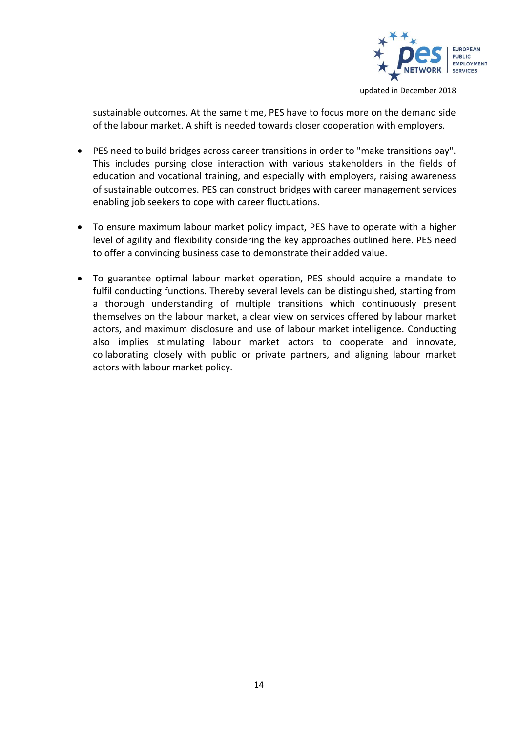sustainable outcomes. At the same time, PES have to focus more on the demand side of the labour market. A shift is needed towards closer cooperation with employers.

- PES need to build bridges across career transitions in order to "make transitions pay". This includes pursing close interaction with various stakeholders in the fields of education and vocational training, and especially with employers, raising awareness of sustainable outcomes. PES can construct bridges with career management services enabling job seekers to cope with career fluctuations.

- To ensure maximum labour market policy impact, PES have to operate with a higher level of agility and flexibility considering the key approaches outlined here. PES need to offer a convincing business case to demonstrate their added value.

- To guarantee optimal labour market operation, PES should acquire a mandate to fulfil conducting functions. Thereby several levels can be distinguished, starting from a thorough understanding of multiple transitions which continuously present themselves on the labour market, a clear view on services offered by labour market actors, and maximum disclosure and use of labour market intelligence. Conducting also implies stimulating labour market actors to cooperate and innovate, collaborating closely with public or private partners, and aligning labour market actors with labour market policy.